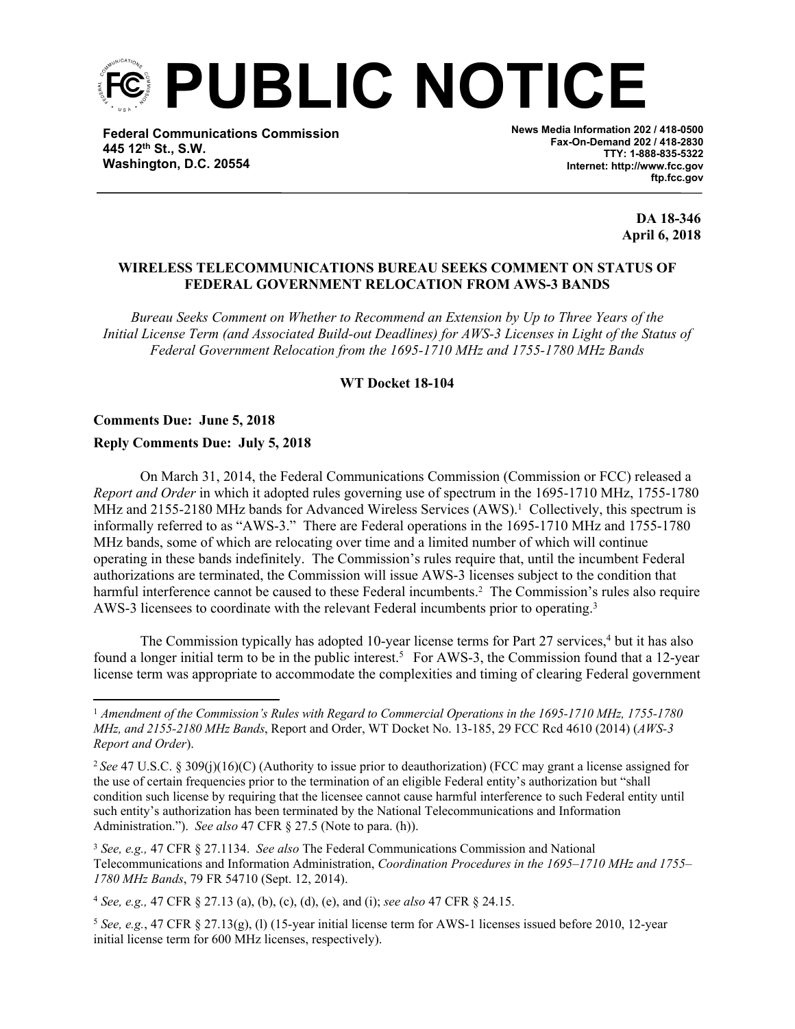# PUBLIC NOTICE

**Federal Communications Commission**
**445 12th St., S.W.**
**Washington, D.C. 20554**

**News Media Information 202 / 418-0500**
**Fax-On-Demand 202 / 418-2830**
**TTY: 1-888-835-5322**
**Internet: http://www.fcc.gov**
**ftp.fcc.gov**

**DA 18-346**
**April 6, 2018**

**WIRELESS TELECOMMUNICATIONS BUREAU SEEKS COMMENT ON STATUS OF FEDERAL GOVERNMENT RELOCATION FROM AWS-3 BANDS**

*Bureau Seeks Comment on Whether to Recommend an Extension by Up to Three Years of the Initial License Term (and Associated Build-out Deadlines) for AWS-3 Licenses in Light of the Status of Federal Government Relocation from the 1695-1710 MHz and 1755-1780 MHz Bands*

**WT Docket 18-104**

**Comments Due: June 5, 2018**

**Reply Comments Due: July 5, 2018**

On March 31, 2014, the Federal Communications Commission (Commission or FCC) released a *Report and Order* in which it adopted rules governing use of spectrum in the 1695-1710 MHz, 1755-1780 MHz and 2155-2180 MHz bands for Advanced Wireless Services (AWS).[1] Collectively, this spectrum is informally referred to as "AWS-3." There are Federal operations in the 1695-1710 MHz and 1755-1780 MHz bands, some of which are relocating over time and a limited number of which will continue operating in these bands indefinitely. The Commission's rules require that, until the incumbent Federal authorizations are terminated, the Commission will issue AWS-3 licenses subject to the condition that harmful interference cannot be caused to these Federal incumbents.[2] The Commission's rules also require AWS-3 licensees to coordinate with the relevant Federal incumbents prior to operating.[3]

The Commission typically has adopted 10-year license terms for Part 27 services,[4] but it has also found a longer initial term to be in the public interest.[5] For AWS-3, the Commission found that a 12-year license term was appropriate to accommodate the complexities and timing of clearing Federal government

---

[1] *Amendment of the Commission's Rules with Regard to Commercial Operations in the 1695-1710 MHz, 1755-1780 MHz, and 2155-2180 MHz Bands*, Report and Order, WT Docket No. 13-185, 29 FCC Rcd 4610 (2014) (*AWS-3 Report and Order*).

[2] *See* 47 U.S.C. § 309(j)(16)(C) (Authority to issue prior to deauthorization) (FCC may grant a license assigned for the use of certain frequencies prior to the termination of an eligible Federal entity's authorization but "shall condition such license by requiring that the licensee cannot cause harmful interference to such Federal entity until such entity's authorization has been terminated by the National Telecommunications and Information Administration."). *See also* 47 CFR § 27.5 (Note to para. (h)).

[3] *See, e.g.,* 47 CFR § 27.1134. *See also* The Federal Communications Commission and National Telecommunications and Information Administration, *Coordination Procedures in the 1695–1710 MHz and 1755–1780 MHz Bands*, 79 FR 54710 (Sept. 12, 2014).

[4] *See, e.g.,* 47 CFR § 27.13 (a), (b), (c), (d), (e), and (i); *see also* 47 CFR § 24.15.

[5] *See, e.g.*, 47 CFR § 27.13(g), (l) (15-year initial license term for AWS-1 licenses issued before 2010, 12-year initial license term for 600 MHz licenses, respectively).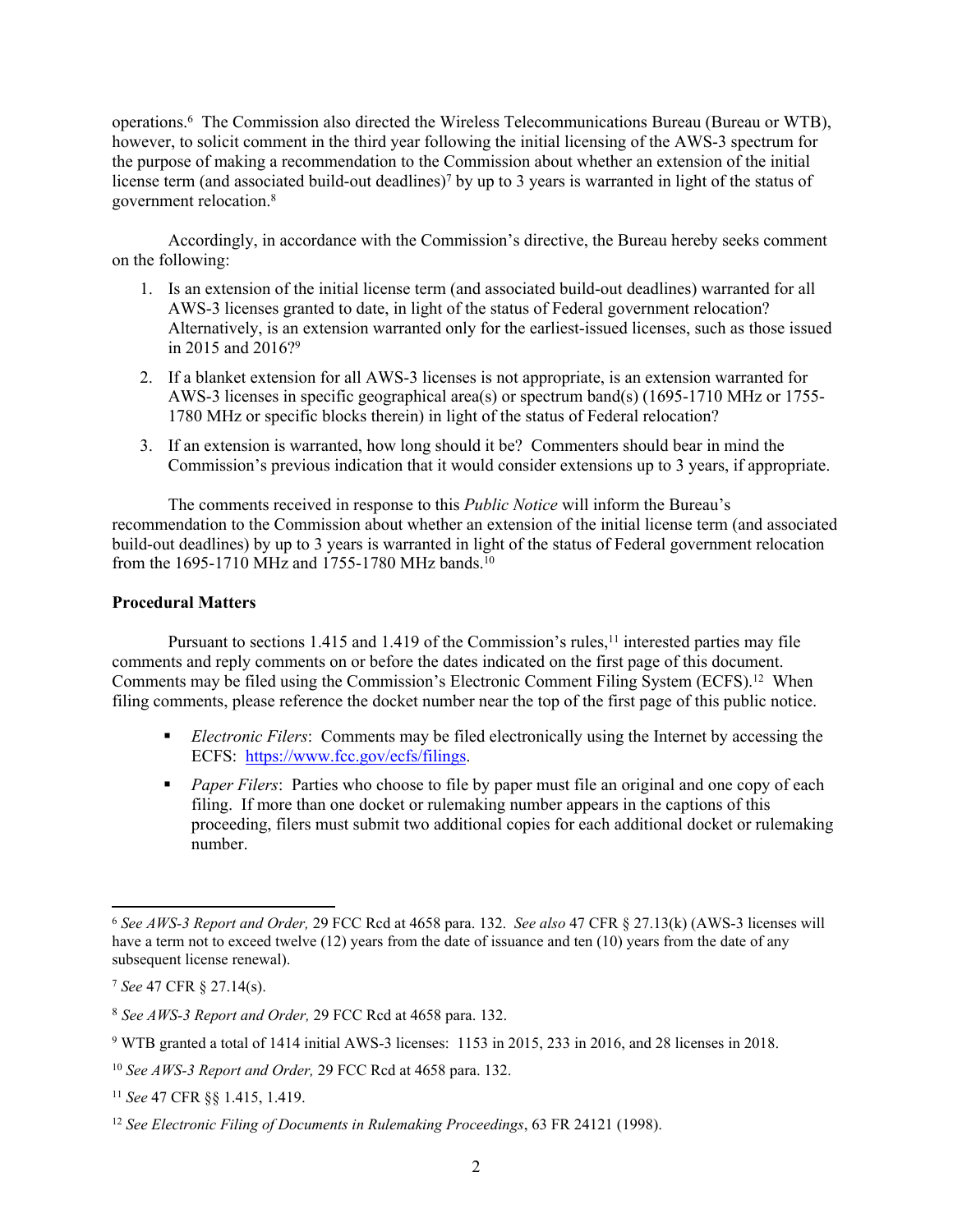operations.[6] The Commission also directed the Wireless Telecommunications Bureau (Bureau or WTB), however, to solicit comment in the third year following the initial licensing of the AWS-3 spectrum for the purpose of making a recommendation to the Commission about whether an extension of the initial license term (and associated build-out deadlines)[7] by up to 3 years is warranted in light of the status of government relocation.[8]

Accordingly, in accordance with the Commission's directive, the Bureau hereby seeks comment on the following:

1. Is an extension of the initial license term (and associated build-out deadlines) warranted for all AWS-3 licenses granted to date, in light of the status of Federal government relocation? Alternatively, is an extension warranted only for the earliest-issued licenses, such as those issued in 2015 and 2016?[9]
2. If a blanket extension for all AWS-3 licenses is not appropriate, is an extension warranted for AWS-3 licenses in specific geographical area(s) or spectrum band(s) (1695-1710 MHz or 1755-1780 MHz or specific blocks therein) in light of the status of Federal relocation?
3. If an extension is warranted, how long should it be? Commenters should bear in mind the Commission's previous indication that it would consider extensions up to 3 years, if appropriate.

The comments received in response to this *Public Notice* will inform the Bureau's recommendation to the Commission about whether an extension of the initial license term (and associated build-out deadlines) by up to 3 years is warranted in light of the status of Federal government relocation from the 1695-1710 MHz and 1755-1780 MHz bands.[10]

**Procedural Matters**

Pursuant to sections 1.415 and 1.419 of the Commission's rules,[11] interested parties may file comments and reply comments on or before the dates indicated on the first page of this document. Comments may be filed using the Commission's Electronic Comment Filing System (ECFS).[12] When filing comments, please reference the docket number near the top of the first page of this public notice.

- *Electronic Filers*: Comments may be filed electronically using the Internet by accessing the ECFS: https://www.fcc.gov/ecfs/filings.
- *Paper Filers*: Parties who choose to file by paper must file an original and one copy of each filing. If more than one docket or rulemaking number appears in the captions of this proceeding, filers must submit two additional copies for each additional docket or rulemaking number.

---

[6] *See AWS-3 Report and Order,* 29 FCC Rcd at 4658 para. 132. *See also* 47 CFR § 27.13(k) (AWS-3 licenses will have a term not to exceed twelve (12) years from the date of issuance and ten (10) years from the date of any subsequent license renewal).

[7] *See* 47 CFR § 27.14(s).

[8] *See AWS-3 Report and Order,* 29 FCC Rcd at 4658 para. 132.

[9] WTB granted a total of 1414 initial AWS-3 licenses: 1153 in 2015, 233 in 2016, and 28 licenses in 2018.

[10] *See AWS-3 Report and Order,* 29 FCC Rcd at 4658 para. 132.

[11] *See* 47 CFR §§ 1.415, 1.419.

[12] *See Electronic Filing of Documents in Rulemaking Proceedings*, 63 FR 24121 (1998).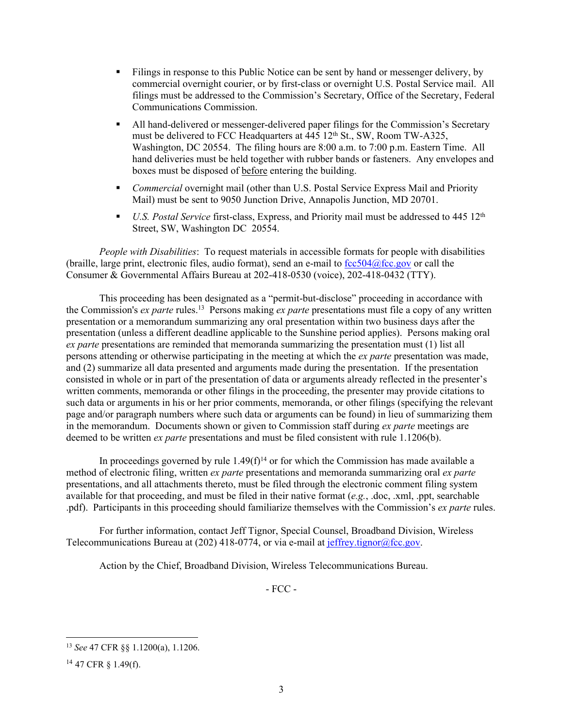- Filings in response to this Public Notice can be sent by hand or messenger delivery, by commercial overnight courier, or by first-class or overnight U.S. Postal Service mail. All filings must be addressed to the Commission's Secretary, Office of the Secretary, Federal Communications Commission.
- All hand-delivered or messenger-delivered paper filings for the Commission's Secretary must be delivered to FCC Headquarters at 445 12th St., SW, Room TW-A325, Washington, DC 20554. The filing hours are 8:00 a.m. to 7:00 p.m. Eastern Time. All hand deliveries must be held together with rubber bands or fasteners. Any envelopes and boxes must be disposed of before entering the building.
- *Commercial* overnight mail (other than U.S. Postal Service Express Mail and Priority Mail) must be sent to 9050 Junction Drive, Annapolis Junction, MD 20701.
- *U.S. Postal Service* first-class, Express, and Priority mail must be addressed to 445 12th Street, SW, Washington DC 20554.

*People with Disabilities*: To request materials in accessible formats for people with disabilities (braille, large print, electronic files, audio format), send an e-mail to fcc504@fcc.gov or call the Consumer & Governmental Affairs Bureau at 202-418-0530 (voice), 202-418-0432 (TTY).

This proceeding has been designated as a "permit-but-disclose" proceeding in accordance with the Commission's *ex parte* rules.[13] Persons making *ex parte* presentations must file a copy of any written presentation or a memorandum summarizing any oral presentation within two business days after the presentation (unless a different deadline applicable to the Sunshine period applies). Persons making oral *ex parte* presentations are reminded that memoranda summarizing the presentation must (1) list all persons attending or otherwise participating in the meeting at which the *ex parte* presentation was made, and (2) summarize all data presented and arguments made during the presentation. If the presentation consisted in whole or in part of the presentation of data or arguments already reflected in the presenter's written comments, memoranda or other filings in the proceeding, the presenter may provide citations to such data or arguments in his or her prior comments, memoranda, or other filings (specifying the relevant page and/or paragraph numbers where such data or arguments can be found) in lieu of summarizing them in the memorandum. Documents shown or given to Commission staff during *ex parte* meetings are deemed to be written *ex parte* presentations and must be filed consistent with rule 1.1206(b).

In proceedings governed by rule 1.49(f)[14] or for which the Commission has made available a method of electronic filing, written *ex parte* presentations and memoranda summarizing oral *ex parte* presentations, and all attachments thereto, must be filed through the electronic comment filing system available for that proceeding, and must be filed in their native format (*e.g.*, .doc, .xml, .ppt, searchable .pdf). Participants in this proceeding should familiarize themselves with the Commission's *ex parte* rules.

For further information, contact Jeff Tignor, Special Counsel, Broadband Division, Wireless Telecommunications Bureau at (202) 418-0774, or via e-mail at jeffrey.tignor@fcc.gov.

Action by the Chief, Broadband Division, Wireless Telecommunications Bureau.

- FCC -

[13] *See* 47 CFR §§ 1.1200(a), 1.1206.

[14] 47 CFR § 1.49(f).